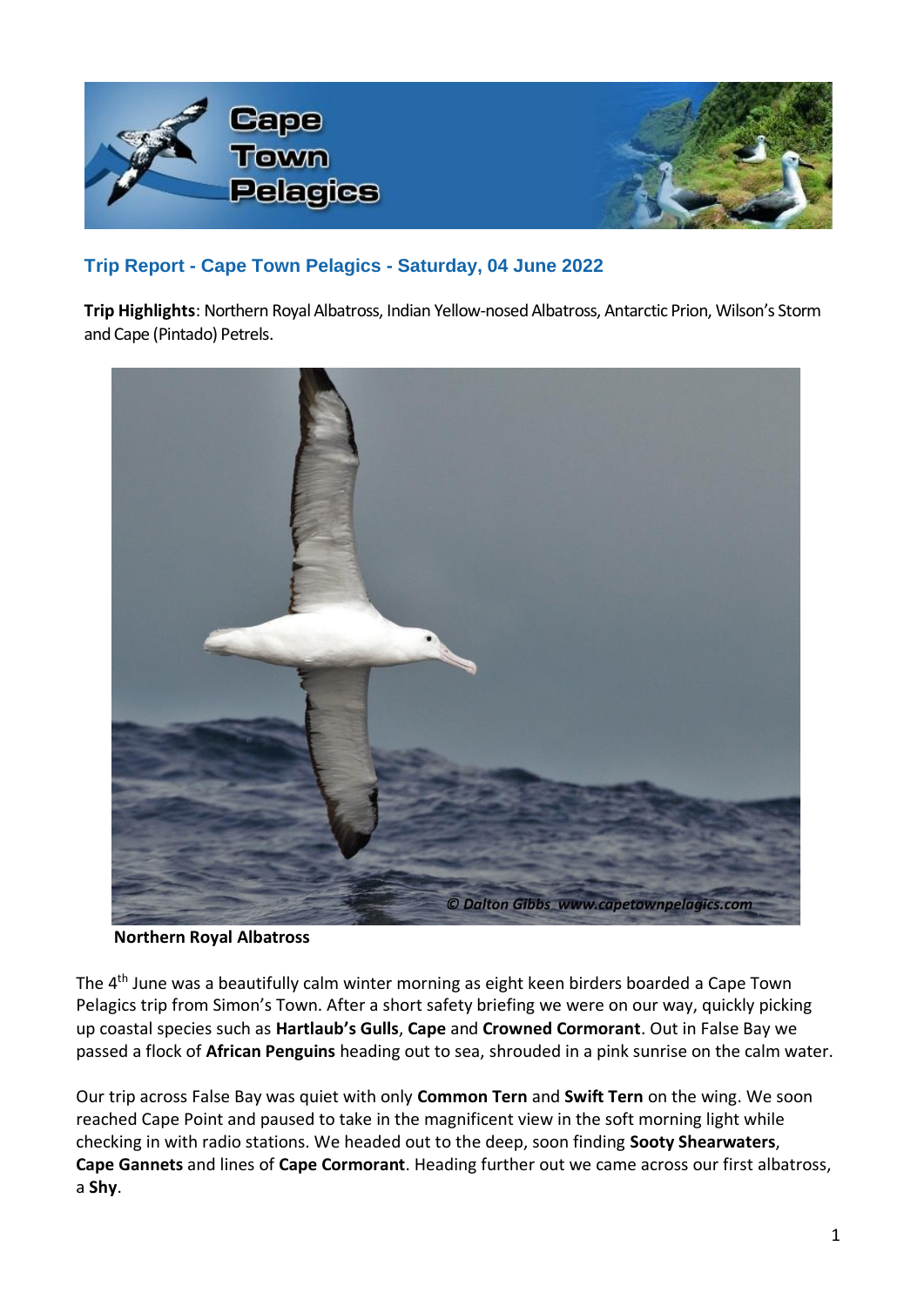## Trip Report - Cape Town Pelagics - Saturday, 04 June 2022

**Trip Highlights**: Northern Royal Albatross, Indian Yellow-nosed Albatross, Antarctic Prion, Wilson's Storm and Cape (Pintado) Petrels.

**Northern Royal Albatross**

The 4th June was a beautifully calm winter morning as eight keen birders boarded a Cape Town Pelagics trip from Simon's Town. After a short safety briefing we were on our way, quickly picking up coastal species such as **Hartlaub's Gulls**, **Cape** and **Crowned Cormorant**. Out in False Bay we passed a flock of **African Penguins** heading out to sea, shrouded in a pink sunrise on the calm water.

Our trip across False Bay was quiet with only **Common Tern** and **Swift Tern** on the wing. We soon reached Cape Point and paused to take in the magnificent view in the soft morning light while checking in with radio stations. We headed out to the deep, soon finding **Sooty Shearwaters**, **Cape Gannets** and lines of **Cape Cormorant**. Heading further out we came across our first albatross, a **Shy**.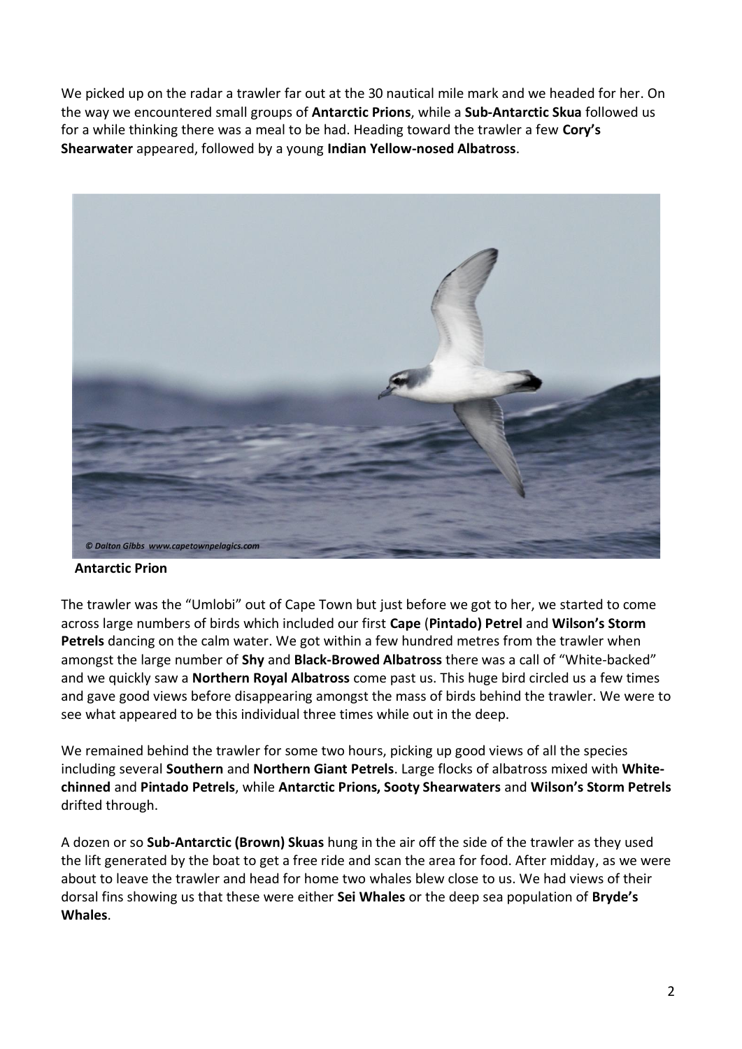We picked up on the radar a trawler far out at the 30 nautical mile mark and we headed for her. On the way we encountered small groups of **Antarctic Prions**, while a **Sub-Antarctic Skua** followed us for a while thinking there was a meal to be had. Heading toward the trawler a few **Cory's Shearwater** appeared, followed by a young **Indian Yellow-nosed Albatross**.

© Dalton Gibbs www.capetownpelagics.com

**Antarctic Prion**

The trawler was the "Umlobi" out of Cape Town but just before we got to her, we started to come across large numbers of birds which included our first **Cape** (**Pintado) Petrel** and **Wilson's Storm Petrels** dancing on the calm water. We got within a few hundred metres from the trawler when amongst the large number of **Shy** and **Black-Browed Albatross** there was a call of "White-backed" and we quickly saw a **Northern Royal Albatross** come past us. This huge bird circled us a few times and gave good views before disappearing amongst the mass of birds behind the trawler. We were to see what appeared to be this individual three times while out in the deep.

We remained behind the trawler for some two hours, picking up good views of all the species including several **Southern** and **Northern Giant Petrels**. Large flocks of albatross mixed with **White-chinned** and **Pintado Petrels**, while **Antarctic Prions, Sooty Shearwaters** and **Wilson's Storm Petrels** drifted through.

A dozen or so **Sub-Antarctic (Brown) Skuas** hung in the air off the side of the trawler as they used the lift generated by the boat to get a free ride and scan the area for food. After midday, as we were about to leave the trawler and head for home two whales blew close to us. We had views of their dorsal fins showing us that these were either **Sei Whales** or the deep sea population of **Bryde's Whales**.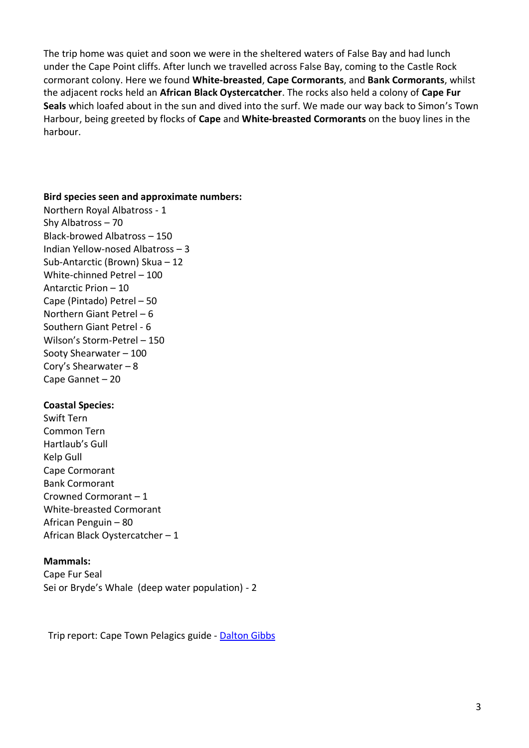The trip home was quiet and soon we were in the sheltered waters of False Bay and had lunch under the Cape Point cliffs. After lunch we travelled across False Bay, coming to the Castle Rock cormorant colony. Here we found **White-breasted**, **Cape Cormorants**, and **Bank Cormorants**, whilst the adjacent rocks held an **African Black Oystercatcher**. The rocks also held a colony of **Cape Fur Seals** which loafed about in the sun and dived into the surf. We made our way back to Simon's Town Harbour, being greeted by flocks of **Cape** and **White-breasted Cormorants** on the buoy lines in the harbour.

**Bird species seen and approximate numbers:**

Northern Royal Albatross - 1
Shy Albatross – 70
Black-browed Albatross – 150
Indian Yellow-nosed Albatross – 3
Sub-Antarctic (Brown) Skua – 12
White-chinned Petrel – 100
Antarctic Prion – 10
Cape (Pintado) Petrel – 50
Northern Giant Petrel – 6
Southern Giant Petrel - 6
Wilson's Storm-Petrel – 150
Sooty Shearwater – 100
Cory's Shearwater – 8
Cape Gannet – 20

**Coastal Species:**

Swift Tern
Common Tern
Hartlaub's Gull
Kelp Gull
Cape Cormorant
Bank Cormorant
Crowned Cormorant – 1
White-breasted Cormorant
African Penguin – 80
African Black Oystercatcher – 1

**Mammals:**

Cape Fur Seal
Sei or Bryde's Whale (deep water population) - 2

Trip report: Cape Town Pelagics guide - Dalton Gibbs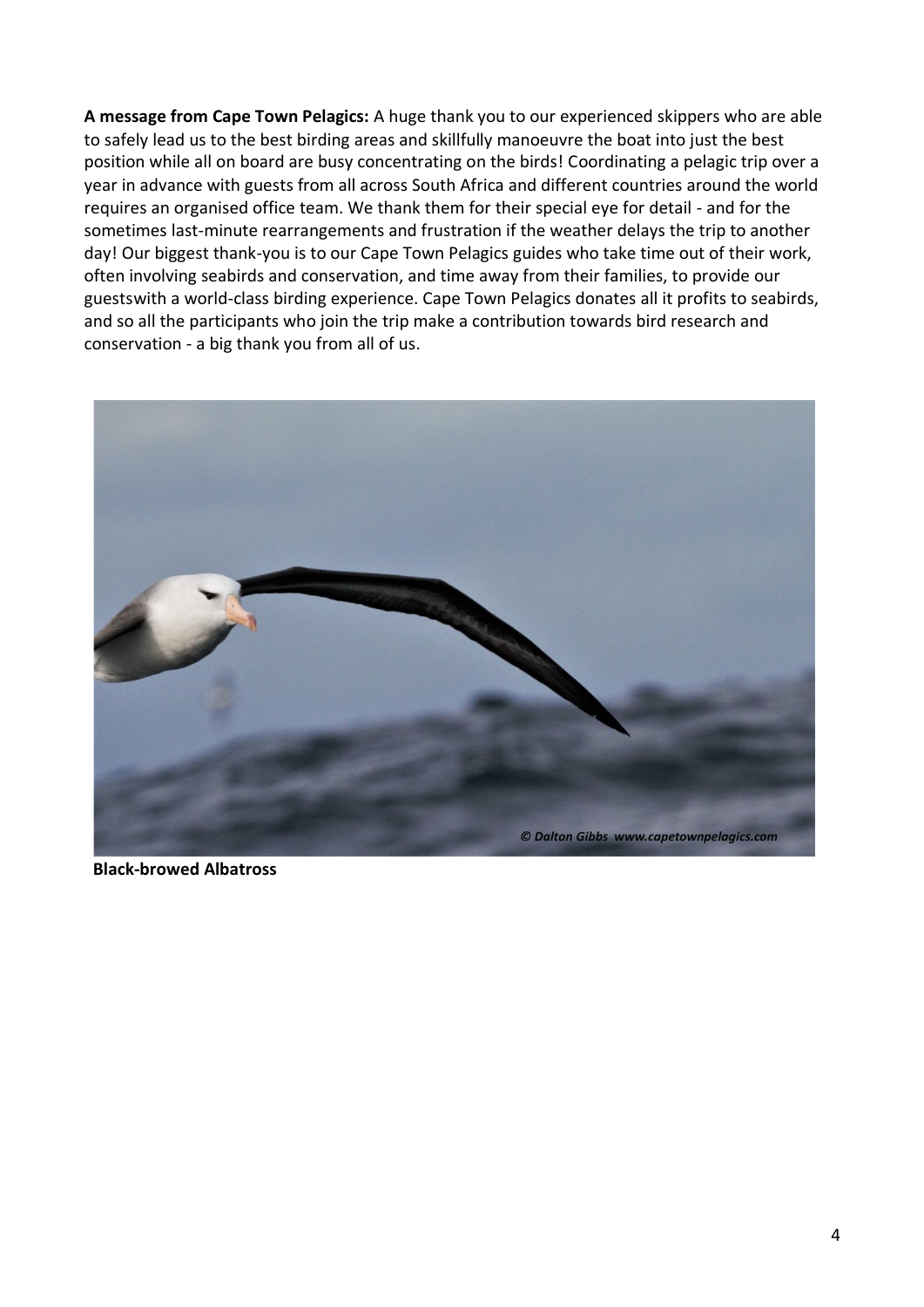**A message from Cape Town Pelagics:** A huge thank you to our experienced skippers who are able to safely lead us to the best birding areas and skillfully manoeuvre the boat into just the best position while all on board are busy concentrating on the birds! Coordinating a pelagic trip over a year in advance with guests from all across South Africa and different countries around the world requires an organised office team. We thank them for their special eye for detail - and for the sometimes last-minute rearrangements and frustration if the weather delays the trip to another day! Our biggest thank-you is to our Cape Town Pelagics guides who take time out of their work, often involving seabirds and conservation, and time away from their families, to provide our guestswith a world-class birding experience. Cape Town Pelagics donates all it profits to seabirds, and so all the participants who join the trip make a contribution towards bird research and conservation - a big thank you from all of us.

© Dalton Gibbs www.capetownpelagics.com

**Black-browed Albatross**